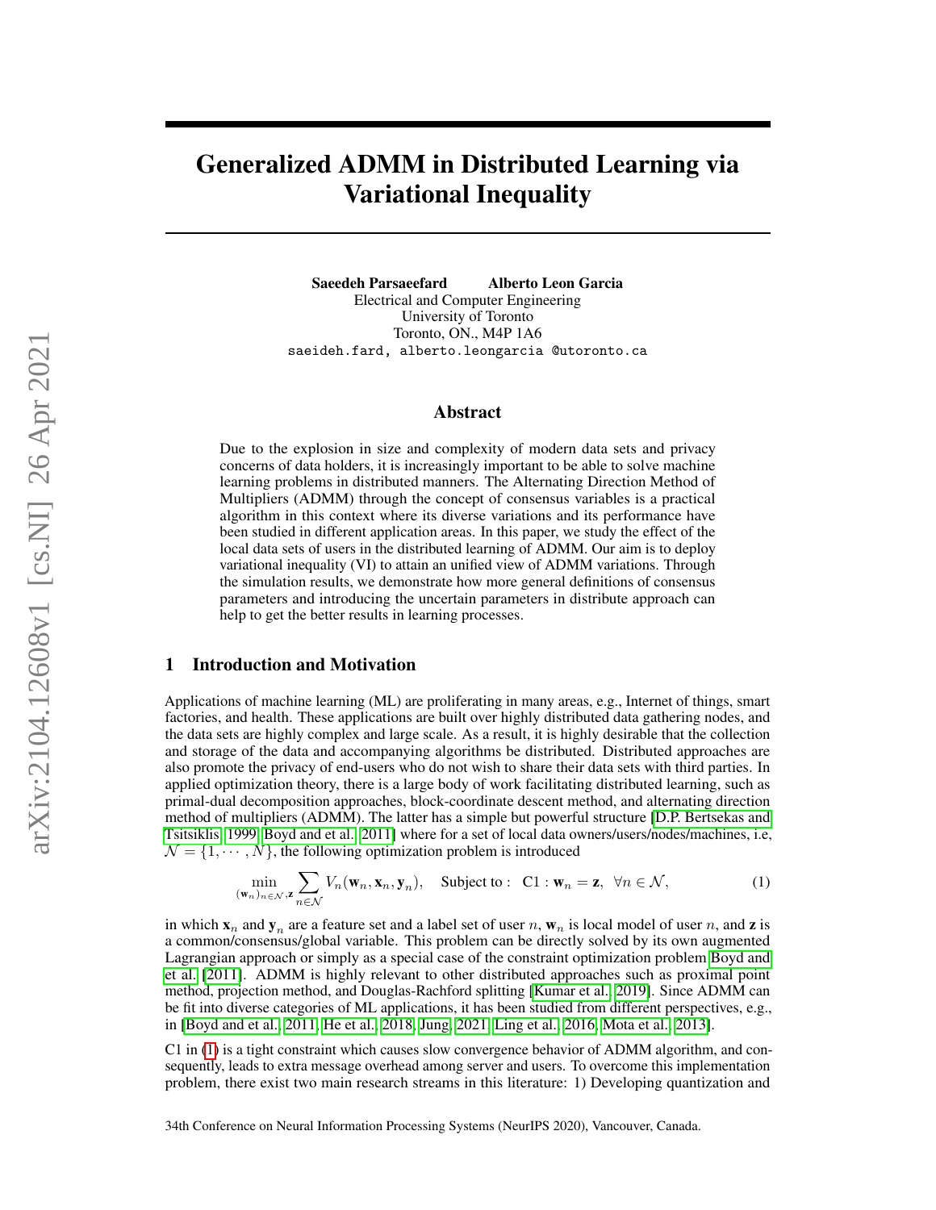# Generalized ADMM in Distributed Learning via Variational Inequality

**Saeedeh Parsaeefard** **Alberto Leon Garcia**
Electrical and Computer Engineering
University of Toronto
Toronto, ON., M4P 1A6
saeideh.fard, alberto.leongarcia @utoronto.ca

## Abstract

Due to the explosion in size and complexity of modern data sets and privacy concerns of data holders, it is increasingly important to be able to solve machine learning problems in distributed manners. The Alternating Direction Method of Multipliers (ADMM) through the concept of consensus variables is a practical algorithm in this context where its diverse variations and its performance have been studied in different application areas. In this paper, we study the effect of the local data sets of users in the distributed learning of ADMM. Our aim is to deploy variational inequality (VI) to attain an unified view of ADMM variations. Through the simulation results, we demonstrate how more general definitions of consensus parameters and introducing the uncertain parameters in distribute approach can help to get the better results in learning processes.

## 1 Introduction and Motivation

Applications of machine learning (ML) are proliferating in many areas, e.g., Internet of things, smart factories, and health. These applications are built over highly distributed data gathering nodes, and the data sets are highly complex and large scale. As a result, it is highly desirable that the collection and storage of the data and accompanying algorithms be distributed. Distributed approaches are also promote the privacy of end-users who do not wish to share their data sets with third parties. In applied optimization theory, there is a large body of work facilitating distributed learning, such as primal-dual decomposition approaches, block-coordinate descent method, and alternating direction method of multipliers (ADMM). The latter has a simple but powerful structure [D.P. Bertsekas and Tsitsiklis, 1999, Boyd and et al., 2011] where for a set of local data owners/users/nodes/machines, i.e, $\mathcal{N} = \{1, \cdots, N\}$, the following optimization problem is introduced

$$\min_{(\mathbf{w}_n)_{n\in\mathcal{N}},\mathbf{z}} \sum_{n\in\mathcal{N}} V_n(\mathbf{w}_n, \mathbf{x}_n, \mathbf{y}_n), \quad \text{Subject to :} \quad \text{C1} : \mathbf{w}_n = \mathbf{z}, \;\; \forall n \in \mathcal{N}, \tag{1}$$

in which $\mathbf{x}_n$ and $\mathbf{y}_n$ are a feature set and a label set of user $n$, $\mathbf{w}_n$ is local model of user $n$, and $\mathbf{z}$ is a common/consensus/global variable. This problem can be directly solved by its own augmented Lagrangian approach or simply as a special case of the constraint optimization problem Boyd and et al. [2011]. ADMM is highly relevant to other distributed approaches such as proximal point method, projection method, and Douglas-Rachford splitting [Kumar et al., 2019]. Since ADMM can be fit into diverse categories of ML applications, it has been studied from different perspectives, e.g., in [Boyd and et al., 2011, He et al., 2018, Jung, 2021, Ling et al., 2016, Mota et al., 2013].

C1 in (1) is a tight constraint which causes slow convergence behavior of ADMM algorithm, and consequently, leads to extra message overhead among server and users. To overcome this implementation problem, there exist two main research streams in this literature: 1) Developing quantization and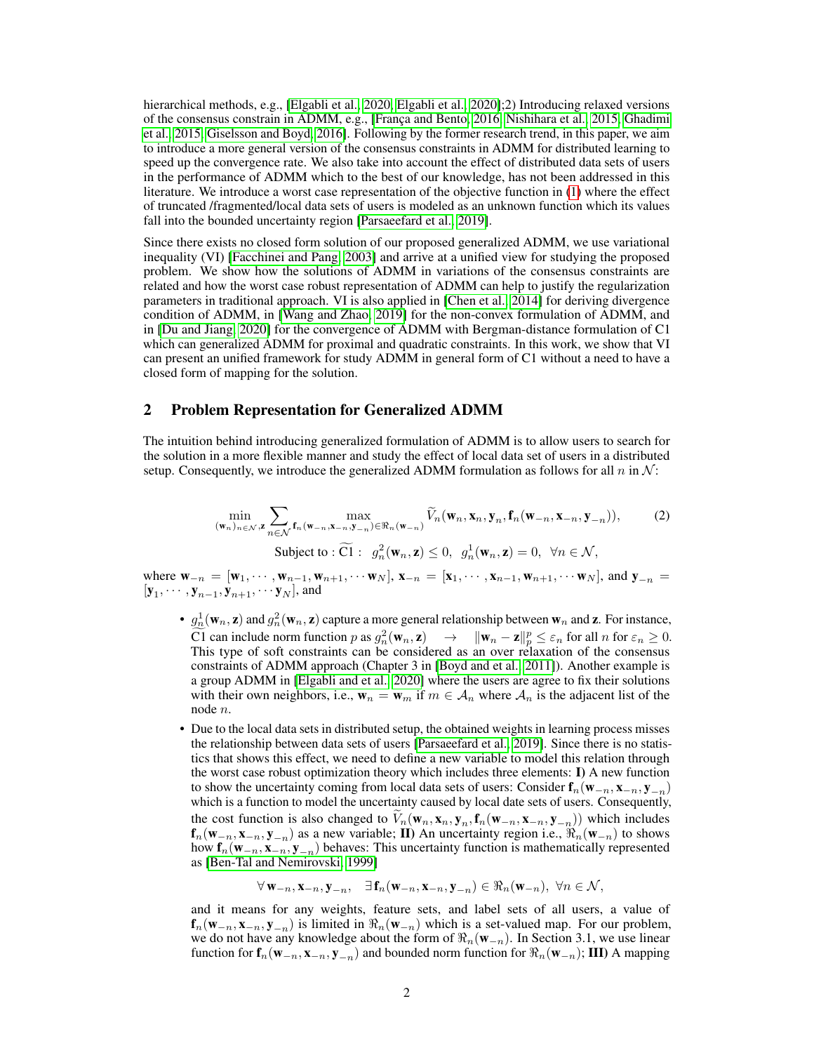hierarchical methods, e.g., [Elgabli et al., 2020, Elgabli et al., 2020];2) Introducing relaxed versions of the consensus constrain in ADMM, e.g., [França and Bento, 2016, Nishihara et al., 2015, Ghadimi et al., 2015, Giselsson and Boyd, 2016]. Following by the former research trend, in this paper, we aim to introduce a more general version of the consensus constraints in ADMM for distributed learning to speed up the convergence rate. We also take into account the effect of distributed data sets of users in the performance of ADMM which to the best of our knowledge, has not been addressed in this literature. We introduce a worst case representation of the objective function in (1) where the effect of truncated /fragmented/local data sets of users is modeled as an unknown function which its values fall into the bounded uncertainty region [Parsaeefard et al., 2019].

Since there exists no closed form solution of our proposed generalized ADMM, we use variational inequality (VI) [Facchinei and Pang, 2003] and arrive at a unified view for studying the proposed problem. We show how the solutions of ADMM in variations of the consensus constraints are related and how the worst case robust representation of ADMM can help to justify the regularization parameters in traditional approach. VI is also applied in [Chen et al., 2014] for deriving divergence condition of ADMM, in [Wang and Zhao, 2019] for the non-convex formulation of ADMM, and in [Du and Jiang, 2020] for the convergence of ADMM with Bergman-distance formulation of C1 which can generalized ADMM for proximal and quadratic constraints. In this work, we show that VI can present an unified framework for study ADMM in general form of C1 without a need to have a closed form of mapping for the solution.

## 2 Problem Representation for Generalized ADMM

The intuition behind introducing generalized formulation of ADMM is to allow users to search for the solution in a more flexible manner and study the effect of local data set of users in a distributed setup. Consequently, we introduce the generalized ADMM formulation as follows for all $n$ in $\mathcal{N}$:

$$\min_{(\mathbf{w}_n)_{n\in\mathcal{N}},\mathbf{z}} \sum_{n\in\mathcal{N}} \max_{\mathbf{f}_n(\mathbf{w}_{-n},\mathbf{x}_{-n},\mathbf{y}_{-n})\in\Re_n(\mathbf{w}_{-n})} \widetilde{V}_n(\mathbf{w}_n,\mathbf{x}_n,\mathbf{y}_n,\mathbf{f}_n(\mathbf{w}_{-n},\mathbf{x}_{-n},\mathbf{y}_{-n})), \tag{2}$$
$$\text{Subject to} : \widetilde{\text{C1}} : \; g_n^2(\mathbf{w}_n,\mathbf{z}) \leq 0, \;\; g_n^1(\mathbf{w}_n,\mathbf{z}) = 0, \;\; \forall n \in \mathcal{N},$$

where $\mathbf{w}_{-n} = [\mathbf{w}_1, \cdots, \mathbf{w}_{n-1}, \mathbf{w}_{n+1}, \cdots \mathbf{w}_N]$, $\mathbf{x}_{-n} = [\mathbf{x}_1, \cdots, \mathbf{x}_{n-1}, \mathbf{w}_{n+1}, \cdots \mathbf{w}_N]$, and $\mathbf{y}_{-n} = [\mathbf{y}_1, \cdots, \mathbf{y}_{n-1}, \mathbf{y}_{n+1}, \cdots \mathbf{y}_N]$, and

- $g_n^1(\mathbf{w}_n,\mathbf{z})$ and $g_n^2(\mathbf{w}_n,\mathbf{z})$ capture a more general relationship between $\mathbf{w}_n$ and $\mathbf{z}$. For instance, $\widetilde{\text{C1}}$ can include norm function $p$ as $g_n^2(\mathbf{w}_n,\mathbf{z}) \;\;\; \rightarrow \;\;\; \|\mathbf{w}_n - \mathbf{z}\|_p^p \leq \varepsilon_n$ for all $n$ for $\varepsilon_n \geq 0$. This type of soft constraints can be considered as an over relaxation of the consensus constraints of ADMM approach (Chapter 3 in [Boyd and et al., 2011]). Another example is a group ADMM in [Elgabli and et al., 2020] where the users are agree to fix their solutions with their own neighbors, i.e., $\mathbf{w}_n = \mathbf{w}_m$ if $m \in \mathcal{A}_n$ where $\mathcal{A}_n$ is the adjacent list of the node $n$.
- Due to the local data sets in distributed setup, the obtained weights in learning process misses the relationship between data sets of users [Parsaeefard et al., 2019]. Since there is no statistics that shows this effect, we need to define a new variable to model this relation through the worst case robust optimization theory which includes three elements: **I)** A new function to show the uncertainty coming from local data sets of users: Consider $\mathbf{f}_n(\mathbf{w}_{-n},\mathbf{x}_{-n},\mathbf{y}_{-n})$ which is a function to model the uncertainty caused by local date sets of users. Consequently, the cost function is also changed to $\widetilde{V}_n(\mathbf{w}_n,\mathbf{x}_n,\mathbf{y}_n,\mathbf{f}_n(\mathbf{w}_{-n},\mathbf{x}_{-n},\mathbf{y}_{-n}))$ which includes $\mathbf{f}_n(\mathbf{w}_{-n},\mathbf{x}_{-n},\mathbf{y}_{-n})$ as a new variable; **II)** An uncertainty region i.e., $\Re_n(\mathbf{w}_{-n})$ to shows how $\mathbf{f}_n(\mathbf{w}_{-n},\mathbf{x}_{-n},\mathbf{y}_{-n})$ behaves: This uncertainty function is mathematically represented as [Ben-Tal and Nemirovski, 1999]

$$\forall\, \mathbf{w}_{-n},\mathbf{x}_{-n},\mathbf{y}_{-n}, \quad \exists\, \mathbf{f}_n(\mathbf{w}_{-n},\mathbf{x}_{-n},\mathbf{y}_{-n}) \in \Re_n(\mathbf{w}_{-n}), \;\; \forall n \in \mathcal{N},$$

and it means for any weights, feature sets, and label sets of all users, a value of $\mathbf{f}_n(\mathbf{w}_{-n},\mathbf{x}_{-n},\mathbf{y}_{-n})$ is limited in $\Re_n(\mathbf{w}_{-n})$ which is a set-valued map. For our problem, we do not have any knowledge about the form of $\Re_n(\mathbf{w}_{-n})$. In Section 3.1, we use linear function for $\mathbf{f}_n(\mathbf{w}_{-n},\mathbf{x}_{-n},\mathbf{y}_{-n})$ and bounded norm function for $\Re_n(\mathbf{w}_{-n})$; **III)** A mapping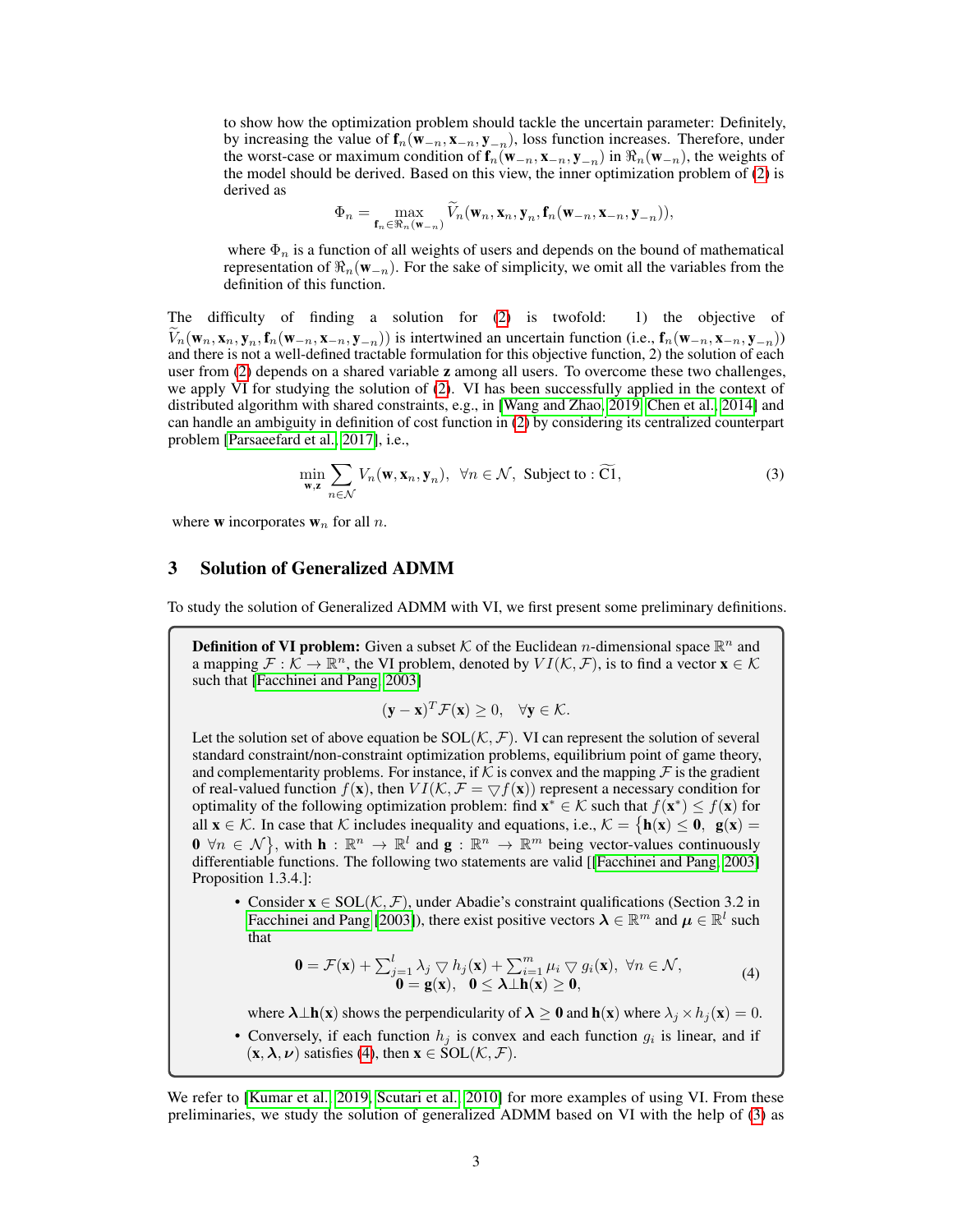to show how the optimization problem should tackle the uncertain parameter: Definitely, by increasing the value of $\mathbf{f}_n(\mathbf{w}_{-n}, \mathbf{x}_{-n}, \mathbf{y}_{-n})$, loss function increases. Therefore, under the worst-case or maximum condition of $\mathbf{f}_n(\mathbf{w}_{-n}, \mathbf{x}_{-n}, \mathbf{y}_{-n})$ in $\Re_n(\mathbf{w}_{-n})$, the weights of the model should be derived. Based on this view, the inner optimization problem of (2) is derived as

$$\Phi_n = \max_{\mathbf{f}_n \in \Re_n(\mathbf{w}_{-n})} \widetilde{V}_n(\mathbf{w}_n, \mathbf{x}_n, \mathbf{y}_n, \mathbf{f}_n(\mathbf{w}_{-n}, \mathbf{x}_{-n}, \mathbf{y}_{-n})),$$

where $\Phi_n$ is a function of all weights of users and depends on the bound of mathematical representation of $\Re_n(\mathbf{w}_{-n})$. For the sake of simplicity, we omit all the variables from the definition of this function.

The difficulty of finding a solution for (2) is twofold: 1) the objective of $\widetilde{V}_n(\mathbf{w}_n, \mathbf{x}_n, \mathbf{y}_n, \mathbf{f}_n(\mathbf{w}_{-n}, \mathbf{x}_{-n}, \mathbf{y}_{-n}))$ is intertwined an uncertain function (i.e., $\mathbf{f}_n(\mathbf{w}_{-n}, \mathbf{x}_{-n}, \mathbf{y}_{-n})$) and there is not a well-defined tractable formulation for this objective function, 2) the solution of each user from (2) depends on a shared variable $\mathbf{z}$ among all users. To overcome these two challenges, we apply VI for studying the solution of (2). VI has been successfully applied in the context of distributed algorithm with shared constraints, e.g., in [Wang and Zhao, 2019, Chen et al., 2014] and can handle an ambiguity in definition of cost function in (2) by considering its centralized counterpart problem [Parsaeefard et al., 2017], i.e.,

$$\min_{\mathbf{w},\mathbf{z}} \sum_{n\in\mathcal{N}} V_n(\mathbf{w}, \mathbf{x}_n, \mathbf{y}_n), \quad \forall n \in \mathcal{N}, \text{ Subject to} : \widetilde{\text{C1}}, \tag{3}$$

where $\mathbf{w}$ incorporates $\mathbf{w}_n$ for all $n$.

## 3 Solution of Generalized ADMM

To study the solution of Generalized ADMM with VI, we first present some preliminary definitions.

**Definition of VI problem:** Given a subset $\mathcal{K}$ of the Euclidean $n$-dimensional space $\mathbb{R}^n$ and a mapping $\mathcal{F} : \mathcal{K} \to \mathbb{R}^n$, the VI problem, denoted by $VI(\mathcal{K}, \mathcal{F})$, is to find a vector $\mathbf{x} \in \mathcal{K}$ such that [Facchinei and Pang, 2003]

$$(\mathbf{y} - \mathbf{x})^T \mathcal{F}(\mathbf{x}) \geq 0, \quad \forall \mathbf{y} \in \mathcal{K}.$$

Let the solution set of above equation be $\text{SOL}(\mathcal{K}, \mathcal{F})$. VI can represent the solution of several standard constraint/non-constraint optimization problems, equilibrium point of game theory, and complementarity problems. For instance, if $\mathcal{K}$ is convex and the mapping $\mathcal{F}$ is the gradient of real-valued function $f(\mathbf{x})$, then $VI(\mathcal{K}, \mathcal{F} = \bigtriangledown f(\mathbf{x}))$ represent a necessary condition for optimality of the following optimization problem: find $\mathbf{x}^* \in \mathcal{K}$ such that $f(\mathbf{x}^*) \leq f(\mathbf{x})$ for all $\mathbf{x} \in \mathcal{K}$. In case that $\mathcal{K}$ includes inequality and equations, i.e., $\mathcal{K} = \{\mathbf{h}(\mathbf{x}) \leq \mathbf{0}, \ \mathbf{g}(\mathbf{x}) = \mathbf{0} \ \forall n \in \mathcal{N}\}$, with $\mathbf{h} : \mathbb{R}^n \to \mathbb{R}^l$ and $\mathbf{g} : \mathbb{R}^n \to \mathbb{R}^m$ being vector-values continuously differentiable functions. The following two statements are valid [[Facchinei and Pang, 2003] Proposition 1.3.4.]:

- Consider $\mathbf{x} \in \text{SOL}(\mathcal{K}, \mathcal{F})$, under Abadie's constraint qualifications (Section 3.2 in Facchinei and Pang [2003]), there exist positive vectors $\boldsymbol{\lambda} \in \mathbb{R}^m$ and $\boldsymbol{\mu} \in \mathbb{R}^l$ such that

$$\begin{array}{c} \mathbf{0} = \mathcal{F}(\mathbf{x}) + \sum_{j=1}^{l} \lambda_j \bigtriangledown h_j(\mathbf{x}) + \sum_{i=1}^{m} \mu_i \bigtriangledown g_i(\mathbf{x}), \ \forall n \in \mathcal{N}, \\ \mathbf{0} = \mathbf{g}(\mathbf{x}), \quad \mathbf{0} \leq \boldsymbol{\lambda} \perp \mathbf{h}(\mathbf{x}) \geq \mathbf{0}, \end{array} \tag{4}$$

  where $\boldsymbol{\lambda} \perp \mathbf{h}(\mathbf{x})$ shows the perpendicularity of $\boldsymbol{\lambda} \geq \mathbf{0}$ and $\mathbf{h}(\mathbf{x})$ where $\lambda_j \times h_j(\mathbf{x}) = 0$.
- Conversely, if each function $h_j$ is convex and each function $g_i$ is linear, and if $(\mathbf{x}, \boldsymbol{\lambda}, \boldsymbol{\nu})$ satisfies (4), then $\mathbf{x} \in \text{SOL}(\mathcal{K}, \mathcal{F})$.

We refer to [Kumar et al., 2019, Scutari et al., 2010] for more examples of using VI. From these preliminaries, we study the solution of generalized ADMM based on VI with the help of (3) as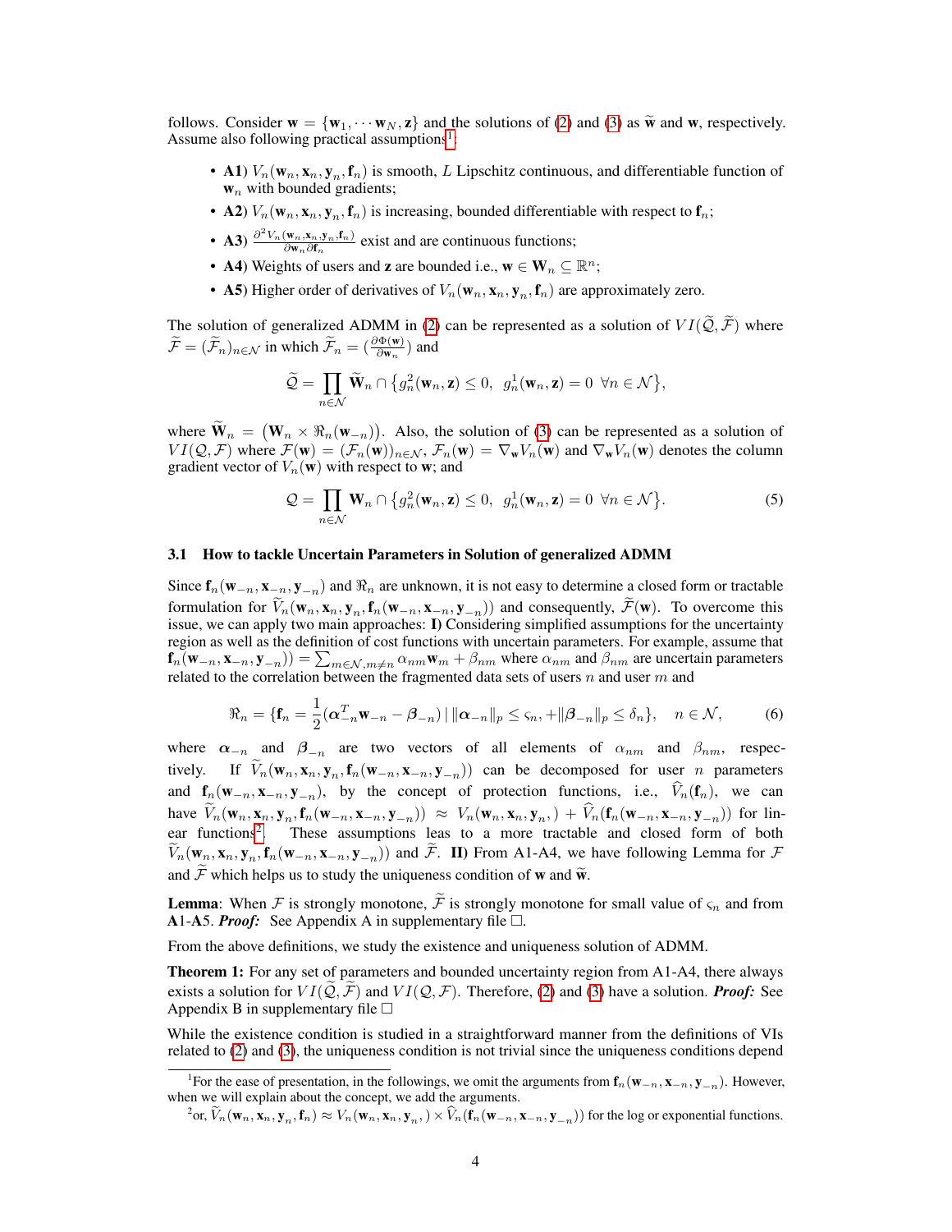follows. Consider $\mathbf{w} = \{\mathbf{w}_1, \cdots \mathbf{w}_N, \mathbf{z}\}$ and the solutions of (2) and (3) as $\widetilde{\mathbf{w}}$ and $\mathbf{w}$, respectively. Assume also following practical assumptions[1]:

- **A1)** $V_n(\mathbf{w}_n, \mathbf{x}_n, \mathbf{y}_n, \mathbf{f}_n)$ is smooth, $L$ Lipschitz continuous, and differentiable function of $\mathbf{w}_n$ with bounded gradients;
- **A2)** $V_n(\mathbf{w}_n, \mathbf{x}_n, \mathbf{y}_n, \mathbf{f}_n)$ is increasing, bounded differentiable with respect to $\mathbf{f}_n$;
- **A3)** $\frac{\partial^2 V_n(\mathbf{w}_n, \mathbf{x}_n, \mathbf{y}_n, \mathbf{f}_n)}{\partial \mathbf{w}_n \partial \mathbf{f}_n}$ exist and are continuous functions;
- **A4)** Weights of users and $\mathbf{z}$ are bounded i.e., $\mathbf{w} \in \mathbf{W}_n \subseteq \mathbb{R}^n$;
- **A5)** Higher order of derivatives of $V_n(\mathbf{w}_n, \mathbf{x}_n, \mathbf{y}_n, \mathbf{f}_n)$ are approximately zero.

The solution of generalized ADMM in (2) can be represented as a solution of $VI(\widetilde{\mathcal{Q}}, \widetilde{\mathcal{F}})$ where $\widetilde{\mathcal{F}} = (\widetilde{\mathcal{F}}_n)_{n \in \mathcal{N}}$ in which $\widetilde{\mathcal{F}}_n = (\frac{\partial \Phi(\mathbf{w})}{\partial \mathbf{w}_n})$ and

$$\widetilde{\mathcal{Q}} = \prod_{n \in \mathcal{N}} \widetilde{\mathbf{W}}_n \cap \big\{ g_n^2(\mathbf{w}_n, \mathbf{z}) \leq 0, \;\; g_n^1(\mathbf{w}_n, \mathbf{z}) = 0 \;\; \forall n \in \mathcal{N} \big\},$$

where $\widetilde{\mathbf{W}}_n = \big(\mathbf{W}_n \times \Re_n(\mathbf{w}_{-n})\big)$. Also, the solution of (3) can be represented as a solution of $VI(\mathcal{Q}, \mathcal{F})$ where $\mathcal{F}(\mathbf{w}) = (\mathcal{F}_n(\mathbf{w}))_{n \in \mathcal{N}}$, $\mathcal{F}_n(\mathbf{w}) = \nabla_{\mathbf{w}} V_n(\mathbf{w})$ and $\nabla_{\mathbf{w}} V_n(\mathbf{w})$ denotes the column gradient vector of $V_n(\mathbf{w})$ with respect to $\mathbf{w}$; and

$$\mathcal{Q} = \prod_{n \in \mathcal{N}} \mathbf{W}_n \cap \big\{ g_n^2(\mathbf{w}_n, \mathbf{z}) \leq 0, \;\; g_n^1(\mathbf{w}_n, \mathbf{z}) = 0 \;\; \forall n \in \mathcal{N} \big\}. \tag{5}$$

### 3.1 How to tackle Uncertain Parameters in Solution of generalized ADMM

Since $\mathbf{f}_n(\mathbf{w}_{-n}, \mathbf{x}_{-n}, \mathbf{y}_{-n})$ and $\Re_n$ are unknown, it is not easy to determine a closed form or tractable formulation for $\widetilde{V}_n(\mathbf{w}_n, \mathbf{x}_n, \mathbf{y}_n, \mathbf{f}_n(\mathbf{w}_{-n}, \mathbf{x}_{-n}, \mathbf{y}_{-n}))$ and consequently, $\widetilde{\mathcal{F}}(\mathbf{w})$. To overcome this issue, we can apply two main approaches: **I)** Considering simplified assumptions for the uncertainty region as well as the definition of cost functions with uncertain parameters. For example, assume that $\mathbf{f}_n(\mathbf{w}_{-n}, \mathbf{x}_{-n}, \mathbf{y}_{-n})) = \sum_{m \in \mathcal{N}, m \neq n} \alpha_{nm} \mathbf{w}_m + \beta_{nm}$ where $\alpha_{nm}$ and $\beta_{nm}$ are uncertain parameters related to the correlation between the fragmented data sets of users $n$ and user $m$ and

$$\Re_n = \{ \mathbf{f}_n = \frac{1}{2} (\boldsymbol{\alpha}_{-n}^T \mathbf{w}_{-n} - \boldsymbol{\beta}_{-n}) \,|\, \|\boldsymbol{\alpha}_{-n}\|_p \leq \varsigma_n, + \|\boldsymbol{\beta}_{-n}\|_p \leq \delta_n \}, \quad n \in \mathcal{N}, \tag{6}$$

where $\boldsymbol{\alpha}_{-n}$ and $\boldsymbol{\beta}_{-n}$ are two vectors of all elements of $\alpha_{nm}$ and $\beta_{nm}$, respectively. If $\widetilde{V}_n(\mathbf{w}_n, \mathbf{x}_n, \mathbf{y}_n, \mathbf{f}_n(\mathbf{w}_{-n}, \mathbf{x}_{-n}, \mathbf{y}_{-n}))$ can be decomposed for user $n$ parameters and $\mathbf{f}_n(\mathbf{w}_{-n}, \mathbf{x}_{-n}, \mathbf{y}_{-n})$, by the concept of protection functions, i.e., $\widehat{V}_n(\mathbf{f}_n)$, we can have $\widetilde{V}_n(\mathbf{w}_n, \mathbf{x}_n, \mathbf{y}_n, \mathbf{f}_n(\mathbf{w}_{-n}, \mathbf{x}_{-n}, \mathbf{y}_{-n})) \approx V_n(\mathbf{w}_n, \mathbf{x}_n, \mathbf{y}_n,) + \widehat{V}_n(\mathbf{f}_n(\mathbf{w}_{-n}, \mathbf{x}_{-n}, \mathbf{y}_{-n}))$ for linear functions[2]. These assumptions leas to a more tractable and closed form of both $\widetilde{V}_n(\mathbf{w}_n, \mathbf{x}_n, \mathbf{y}_n, \mathbf{f}_n(\mathbf{w}_{-n}, \mathbf{x}_{-n}, \mathbf{y}_{-n}))$ and $\widetilde{\mathcal{F}}$. **II)** From A1-A4, we have following Lemma for $\mathcal{F}$ and $\widetilde{\mathcal{F}}$ which helps us to study the uniqueness condition of $\mathbf{w}$ and $\widetilde{\mathbf{w}}$.

**Lemma**: When $\mathcal{F}$ is strongly monotone, $\widetilde{\mathcal{F}}$ is strongly monotone for small value of $\varsigma_n$ and from **A**1-**A**5. ***Proof:*** See Appendix A in supplementary file □.

From the above definitions, we study the existence and uniqueness solution of ADMM.

**Theorem 1:** For any set of parameters and bounded uncertainty region from A1-A4, there always exists a solution for $VI(\widetilde{\mathcal{Q}}, \widetilde{\mathcal{F}})$ and $VI(\mathcal{Q}, \mathcal{F})$. Therefore, (2) and (3) have a solution. ***Proof:*** See Appendix B in supplementary file □

While the existence condition is studied in a straightforward manner from the definitions of VIs related to (2) and (3), the uniqueness condition is not trivial since the uniqueness conditions depend

[1] For the ease of presentation, in the followings, we omit the arguments from $\mathbf{f}_n(\mathbf{w}_{-n}, \mathbf{x}_{-n}, \mathbf{y}_{-n})$. However, when we will explain about the concept, we add the arguments.

[2] or, $\widetilde{V}_n(\mathbf{w}_n, \mathbf{x}_n, \mathbf{y}_n, \mathbf{f}_n) \approx V_n(\mathbf{w}_n, \mathbf{x}_n, \mathbf{y}_n,) \times \widehat{V}_n(\mathbf{f}_n(\mathbf{w}_{-n}, \mathbf{x}_{-n}, \mathbf{y}_{-n}))$ for the log or exponential functions.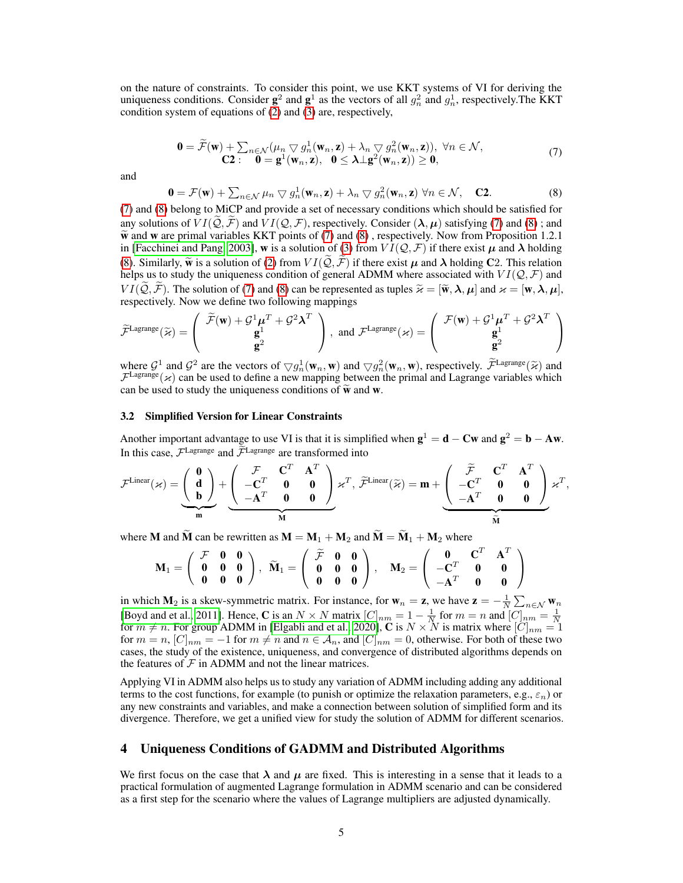on the nature of constraints. To consider this point, we use KKT systems of VI for deriving the uniqueness conditions. Consider $\mathbf{g}^2$ and $\mathbf{g}^1$ as the vectors of all $g_n^2$ and $g_n^1$, respectively.The KKT condition system of equations of (2) and (3) are, respectively,

$$\begin{array}{c} \mathbf{0} = \widetilde{\mathcal{F}}(\mathbf{w}) + \sum_{n\in\mathcal{N}}(\mu_n \bigtriangledown g_n^1(\mathbf{w}_n,\mathbf{z}) + \lambda_n \bigtriangledown g_n^2(\mathbf{w}_n,\mathbf{z})),\ \forall n\in\mathcal{N}, \\ \mathbf{C2}:\quad \mathbf{0} = \mathbf{g}^1(\mathbf{w}_n,\mathbf{z}),\quad \mathbf{0} \leq \boldsymbol{\lambda} \perp \mathbf{g}^2(\mathbf{w}_n,\mathbf{z})) \geq \mathbf{0}, \end{array} \tag{7}$$

and

$$\mathbf{0} = \mathcal{F}(\mathbf{w}) + \textstyle\sum_{n\in\mathcal{N}} \mu_n \bigtriangledown g_n^1(\mathbf{w}_n,\mathbf{z}) + \lambda_n \bigtriangledown g_n^2(\mathbf{w}_n,\mathbf{z})\ \forall n\in\mathcal{N},\quad \mathbf{C2}. \tag{8}$$

(7) and (8) belong to MiCP and provide a set of necessary conditions which should be satisfied for any solutions of $VI(\widetilde{\mathcal{Q}},\widetilde{\mathcal{F}})$ and $VI(\mathcal{Q},\mathcal{F})$, respectively. Consider $(\boldsymbol{\lambda},\boldsymbol{\mu})$ satisfying (7) and (8) ; and $\widetilde{\mathbf{w}}$ and $\mathbf{w}$ are primal variables KKT points of (7) and (8) , respectively. Now from Proposition 1.2.1 in [Facchinei and Pang, 2003], $\mathbf{w}$ is a solution of (3) from $VI(\mathcal{Q},\mathcal{F})$ if there exist $\boldsymbol{\mu}$ and $\boldsymbol{\lambda}$ holding (8). Similarly, $\widetilde{\mathbf{w}}$ is a solution of (2) from $VI(\widetilde{\mathcal{Q}},\widetilde{\mathcal{F}})$ if there exist $\boldsymbol{\mu}$ and $\boldsymbol{\lambda}$ holding $\mathbf{C}2$. This relation helps us to study the uniqueness condition of general ADMM where associated with $VI(\mathcal{Q},\mathcal{F})$ and $VI(\widetilde{\mathcal{Q}},\widetilde{\mathcal{F}})$. The solution of (7) and (8) can be represented as tuples $\widetilde{\varkappa} = [\widetilde{\mathbf{w}},\boldsymbol{\lambda},\boldsymbol{\mu}]$ and $\varkappa = [\mathbf{w},\boldsymbol{\lambda},\boldsymbol{\mu}]$, respectively. Now we define two following mappings

$$\widetilde{\mathcal{F}}^{\text{Lagrange}}(\widetilde{\varkappa}) = \begin{pmatrix} \widetilde{\mathcal{F}}(\mathbf{w}) + \mathcal{G}^1\boldsymbol{\mu}^T + \mathcal{G}^2\boldsymbol{\lambda}^T \\ \mathbf{g}^1 \\ \mathbf{g}^2 \end{pmatrix},\ \text{and}\ \mathcal{F}^{\text{Lagrange}}(\varkappa) = \begin{pmatrix} \mathcal{F}(\mathbf{w}) + \mathcal{G}^1\boldsymbol{\mu}^T + \mathcal{G}^2\boldsymbol{\lambda}^T \\ \mathbf{g}^1 \\ \mathbf{g}^2 \end{pmatrix}$$

where $\mathcal{G}^1$ and $\mathcal{G}^2$ are the vectors of $\bigtriangledown g_n^1(\mathbf{w}_n,\mathbf{w})$ and $\bigtriangledown g_n^2(\mathbf{w}_n,\mathbf{w})$, respectively. $\widetilde{\mathcal{F}}^{\text{Lagrange}}(\widetilde{\varkappa})$ and $\mathcal{F}^{\text{Lagrange}}(\varkappa)$ can be used to define a new mapping between the primal and Lagrange variables which can be used to study the uniqueness conditions of $\widetilde{\mathbf{w}}$ and $\mathbf{w}$.

### 3.2 Simplified Version for Linear Constraints

Another important advantage to use VI is that it is simplified when $\mathbf{g}^1 = \mathbf{d} - \mathbf{C}\mathbf{w}$ and $\mathbf{g}^2 = \mathbf{b} - \mathbf{A}\mathbf{w}$. In this case, $\mathcal{F}^{\text{Lagrange}}$ and $\widetilde{\mathcal{F}}^{\text{Lagrange}}$ are transformed into

$$\mathcal{F}^{\text{Linear}}(\varkappa) = \underbrace{\begin{pmatrix} \mathbf{0} \\ \mathbf{d} \\ \mathbf{b} \end{pmatrix}}_{\mathbf{m}} + \underbrace{\begin{pmatrix} \mathcal{F} & \mathbf{C}^T & \mathbf{A}^T \\ -\mathbf{C}^T & \mathbf{0} & \mathbf{0} \\ -\mathbf{A}^T & \mathbf{0} & \mathbf{0} \end{pmatrix}}_{\mathbf{M}} \varkappa^T,\ \widetilde{\mathcal{F}}^{\text{Linear}}(\widetilde{\varkappa}) = \mathbf{m} + \underbrace{\begin{pmatrix} \widetilde{\mathcal{F}} & \mathbf{C}^T & \mathbf{A}^T \\ -\mathbf{C}^T & \mathbf{0} & \mathbf{0} \\ -\mathbf{A}^T & \mathbf{0} & \mathbf{0} \end{pmatrix}}_{\widetilde{\mathbf{M}}} \varkappa^T,$$

where $\mathbf{M}$ and $\widetilde{\mathbf{M}}$ can be rewritten as $\mathbf{M} = \mathbf{M}_1 + \mathbf{M}_2$ and $\widetilde{\mathbf{M}} = \widetilde{\mathbf{M}}_1 + \mathbf{M}_2$ where

$$\mathbf{M}_1 = \begin{pmatrix} \mathcal{F} & \mathbf{0} & \mathbf{0} \\ \mathbf{0} & \mathbf{0} & \mathbf{0} \\ \mathbf{0} & \mathbf{0} & \mathbf{0} \end{pmatrix},\ \widetilde{\mathbf{M}}_1 = \begin{pmatrix} \widetilde{\mathcal{F}} & \mathbf{0} & \mathbf{0} \\ \mathbf{0} & \mathbf{0} & \mathbf{0} \\ \mathbf{0} & \mathbf{0} & \mathbf{0} \end{pmatrix},\quad \mathbf{M}_2 = \begin{pmatrix} \mathbf{0} & \mathbf{C}^T & \mathbf{A}^T \\ -\mathbf{C}^T & \mathbf{0} & \mathbf{0} \\ -\mathbf{A}^T & \mathbf{0} & \mathbf{0} \end{pmatrix}$$

in which $\mathbf{M}_2$ is a skew-symmetric matrix. For instance, for $\mathbf{w}_n = \mathbf{z}$, we have $\mathbf{z} = -\frac{1}{N}\sum_{n\in\mathcal{N}}\mathbf{w}_n$ [Boyd and et al., 2011]. Hence, $\mathbf{C}$ is an $N\times N$ matrix $[C]_{nm} = 1 - \frac{1}{N}$ for $m = n$ and $[C]_{nm} = \frac{1}{N}$ for $m \neq n$. For group ADMM in [Elgabli and et al., 2020], $\mathbf{C}$ is $N\times N$ is matrix where $[C]_{nm} = 1$ for $m = n$, $[C]_{nm} = -1$ for $m \neq n$ and $n \in \mathcal{A}_n$, and $[C]_{nm} = 0$, otherwise. For both of these two cases, the study of the existence, uniqueness, and convergence of distributed algorithms depends on the features of $\mathcal{F}$ in ADMM and not the linear matrices.

Applying VI in ADMM also helps us to study any variation of ADMM including adding any additional terms to the cost functions, for example (to punish or optimize the relaxation parameters, e.g., $\varepsilon_n$) or any new constraints and variables, and make a connection between solution of simplified form and its divergence. Therefore, we get a unified view for study the solution of ADMM for different scenarios.

## 4 Uniqueness Conditions of GADMM and Distributed Algorithms

We first focus on the case that $\boldsymbol{\lambda}$ and $\boldsymbol{\mu}$ are fixed. This is interesting in a sense that it leads to a practical formulation of augmented Lagrange formulation in ADMM scenario and can be considered as a first step for the scenario where the values of Lagrange multipliers are adjusted dynamically.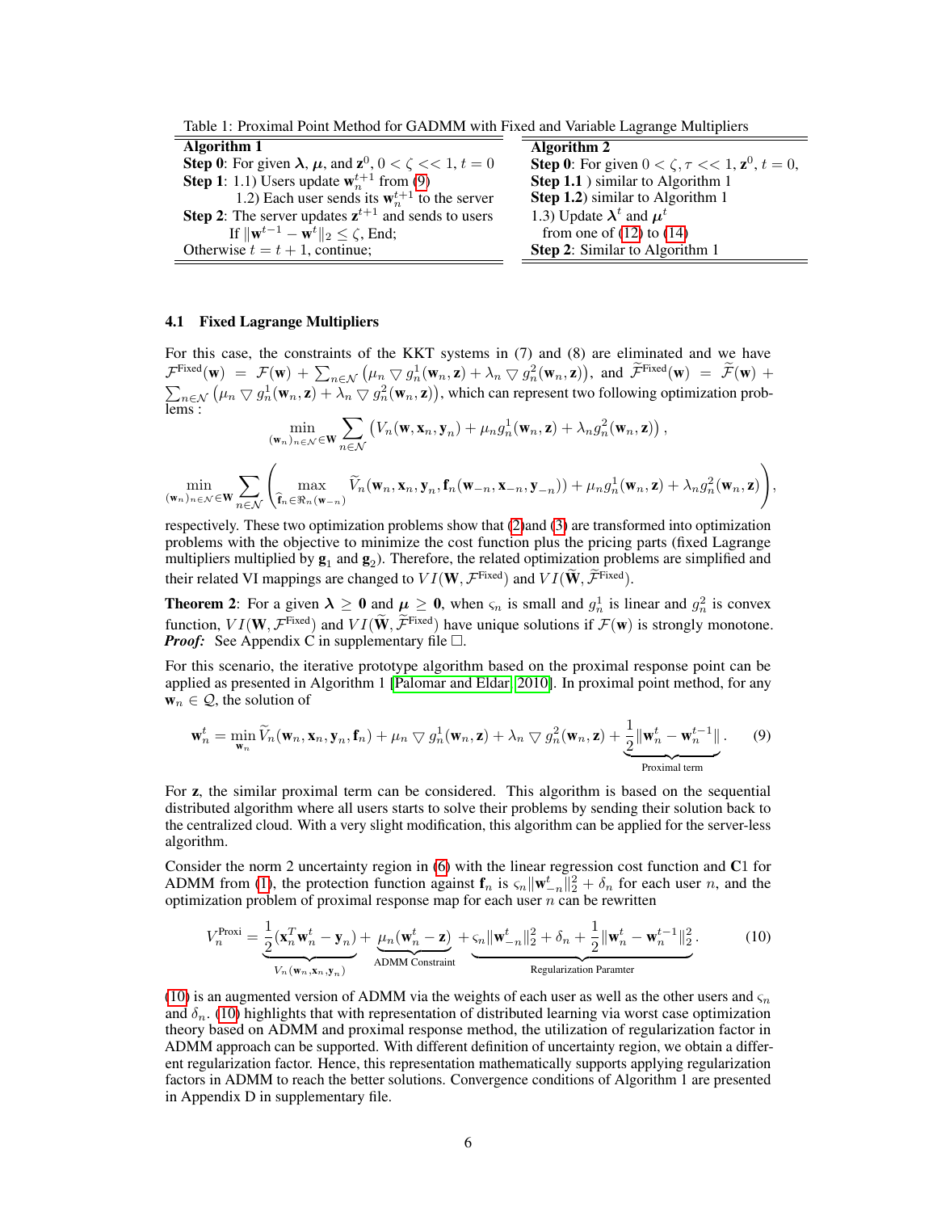Table 1: Proximal Point Method for GADMM with Fixed and Variable Lagrange Multipliers

| Algorithm 1 | Algorithm 2 |
|---|---|
| **Step 0**: For given $\boldsymbol{\lambda}$, $\boldsymbol{\mu}$, and $\mathbf{z}^0$, $0 < \zeta << 1$, $t = 0$ | **Step 0**: For given $0 < \zeta, \tau << 1$, $\mathbf{z}^0$, $t = 0$, |
| **Step 1**: 1.1) Users update $\mathbf{w}_n^{t+1}$ from (9) | **Step 1.1** ) similar to Algorithm 1 |
| 1.2) Each user sends its $\mathbf{w}_n^{t+1}$ to the server | **Step 1.2**) similar to Algorithm 1 |
| **Step 2**: The server updates $\mathbf{z}^{t+1}$ and sends to users | 1.3) Update $\boldsymbol{\lambda}^t$ and $\boldsymbol{\mu}^t$ |
| If $\|\mathbf{w}^{t-1} - \mathbf{w}^t\|_2 \leq \zeta$, End; | from one of (12) to (14) |
| Otherwise $t = t + 1$, continue; | **Step 2**: Similar to Algorithm 1 |

### 4.1 Fixed Lagrange Multipliers

For this case, the constraints of the KKT systems in (7) and (8) are eliminated and we have $\mathcal{F}^{\text{Fixed}}(\mathbf{w}) = \mathcal{F}(\mathbf{w}) + \sum_{n \in \mathcal{N}} \left(\mu_n \bigtriangledown g_n^1(\mathbf{w}_n, \mathbf{z}) + \lambda_n \bigtriangledown g_n^2(\mathbf{w}_n, \mathbf{z})\right)$, and $\widetilde{\mathcal{F}}^{\text{Fixed}}(\mathbf{w}) = \widetilde{\mathcal{F}}(\mathbf{w}) + \sum_{n \in \mathcal{N}} \left(\mu_n \bigtriangledown g_n^1(\mathbf{w}_n, \mathbf{z}) + \lambda_n \bigtriangledown g_n^2(\mathbf{w}_n, \mathbf{z})\right)$, which can represent two following optimization problems :

$$\min_{(\mathbf{w}_n)_{n \in \mathcal{N}} \in \mathbf{W}} \sum_{n \in \mathcal{N}} \left( V_n(\mathbf{w}, \mathbf{x}_n, \mathbf{y}_n) + \mu_n g_n^1(\mathbf{w}_n, \mathbf{z}) + \lambda_n g_n^2(\mathbf{w}_n, \mathbf{z}) \right),$$

$$\min_{(\mathbf{w}_n)_{n \in \mathcal{N}} \in \mathbf{W}} \sum_{n \in \mathcal{N}} \left( \max_{\widehat{\mathbf{f}}_n \in \Re_n(\mathbf{w}_{-n})} \widetilde{V}_n(\mathbf{w}_n, \mathbf{x}_n, \mathbf{y}_n, \mathbf{f}_n(\mathbf{w}_{-n}, \mathbf{x}_{-n}, \mathbf{y}_{-n})) + \mu_n g_n^1(\mathbf{w}_n, \mathbf{z}) + \lambda_n g_n^2(\mathbf{w}_n, \mathbf{z}) \right),$$

respectively. These two optimization problems show that (2)and (3) are transformed into optimization problems with the objective to minimize the cost function plus the pricing parts (fixed Lagrange multipliers multiplied by $\mathbf{g}_1$ and $\mathbf{g}_2$). Therefore, the related optimization problems are simplified and their related VI mappings are changed to $VI(\mathbf{W}, \mathcal{F}^{\text{Fixed}})$ and $VI(\widetilde{\mathbf{W}}, \widetilde{\mathcal{F}}^{\text{Fixed}})$.

**Theorem 2**: For a given $\boldsymbol{\lambda} \geq \mathbf{0}$ and $\boldsymbol{\mu} \geq \mathbf{0}$, when $\varsigma_n$ is small and $g_n^1$ is linear and $g_n^2$ is convex function, $VI(\mathbf{W}, \mathcal{F}^{\text{Fixed}})$ and $VI(\widetilde{\mathbf{W}}, \widetilde{\mathcal{F}}^{\text{Fixed}})$ have unique solutions if $\mathcal{F}(\mathbf{w})$ is strongly monotone.
***Proof:*** See Appendix C in supplementary file □.

For this scenario, the iterative prototype algorithm based on the proximal response point can be applied as presented in Algorithm 1 [Palomar and Eldar, 2010]. In proximal point method, for any $\mathbf{w}_n \in \mathcal{Q}$, the solution of

$$\mathbf{w}_n^t = \min_{\mathbf{w}_n} \widetilde{V}_n(\mathbf{w}_n, \mathbf{x}_n, \mathbf{y}_n, \mathbf{f}_n) + \mu_n \bigtriangledown g_n^1(\mathbf{w}_n, \mathbf{z}) + \lambda_n \bigtriangledown g_n^2(\mathbf{w}_n, \mathbf{z}) + \underbrace{\frac{1}{2}\|\mathbf{w}_n^t - \mathbf{w}_n^{t-1}\|}_{\text{Proximal term}}. \quad (9)$$

For $\mathbf{z}$, the similar proximal term can be considered. This algorithm is based on the sequential distributed algorithm where all users starts to solve their problems by sending their solution back to the centralized cloud. With a very slight modification, this algorithm can be applied for the server-less algorithm.

Consider the norm 2 uncertainty region in (6) with the linear regression cost function and $\mathbf{C}1$ for ADMM from (1), the protection function against $\mathbf{f}_n$ is $\varsigma_n \|\mathbf{w}_{-n}^t\|_2^2 + \delta_n$ for each user $n$, and the optimization problem of proximal response map for each user $n$ can be rewritten

$$V_n^{\text{Proxi}} = \underbrace{\frac{1}{2}(\mathbf{x}_n^T \mathbf{w}_n^t - \mathbf{y}_n)}_{V_n(\mathbf{w}_n, \mathbf{x}_n, \mathbf{y}_n)} + \underbrace{\mu_n(\mathbf{w}_n^t - \mathbf{z})}_{\text{ADMM Constraint}} + \underbrace{\varsigma_n \|\mathbf{w}_{-n}^t\|_2^2 + \delta_n + \frac{1}{2}\|\mathbf{w}_n^t - \mathbf{w}_n^{t-1}\|_2^2}_{\text{Regularization Paramter}}. \quad (10)$$

(10) is an augmented version of ADMM via the weights of each user as well as the other users and $\varsigma_n$ and $\delta_n$. (10) highlights that with representation of distributed learning via worst case optimization theory based on ADMM and proximal response method, the utilization of regularization factor in ADMM approach can be supported. With different definition of uncertainty region, we obtain a different regularization factor. Hence, this representation mathematically supports applying regularization factors in ADMM to reach the better solutions. Convergence conditions of Algorithm 1 are presented in Appendix D in supplementary file.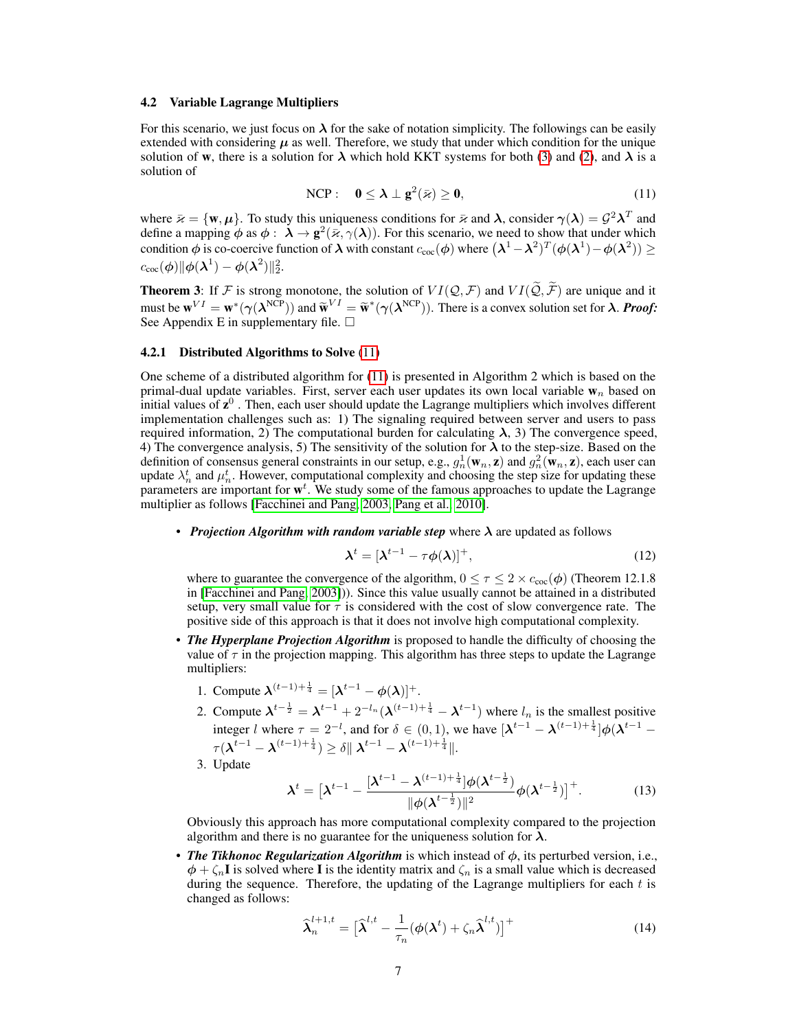### 4.2 Variable Lagrange Multipliers

For this scenario, we just focus on $\boldsymbol{\lambda}$ for the sake of notation simplicity. The followings can be easily extended with considering $\boldsymbol{\mu}$ as well. Therefore, we study that under which condition for the unique solution of $\mathbf{w}$, there is a solution for $\boldsymbol{\lambda}$ which hold KKT systems for both (3) and (2), and $\boldsymbol{\lambda}$ is a solution of

$$\text{NCP}: \quad \mathbf{0} \leq \boldsymbol{\lambda} \perp \mathbf{g}^2(\bar{\varkappa}) \geq \mathbf{0}, \tag{11}$$

where $\bar{\varkappa} = \{\mathbf{w}, \boldsymbol{\mu}\}$. To study this uniqueness conditions for $\bar{\varkappa}$ and $\boldsymbol{\lambda}$, consider $\boldsymbol{\gamma}(\boldsymbol{\lambda}) = \mathcal{G}^2 \boldsymbol{\lambda}^T$ and define a mapping $\boldsymbol{\phi}$ as $\boldsymbol{\phi}: \ \boldsymbol{\lambda} \rightarrow \mathbf{g}^2(\bar{\varkappa}, \gamma(\boldsymbol{\lambda}))$. For this scenario, we need to show that under which condition $\boldsymbol{\phi}$ is co-coercive function of $\boldsymbol{\lambda}$ with constant $c_{\text{coc}}(\boldsymbol{\phi})$ where $\left(\boldsymbol{\lambda}^1 - \boldsymbol{\lambda}^2\right)^T (\boldsymbol{\phi}(\boldsymbol{\lambda}^1) - \boldsymbol{\phi}(\boldsymbol{\lambda}^2)) \geq c_{\text{coc}}(\boldsymbol{\phi}) \| \boldsymbol{\phi}(\boldsymbol{\lambda}^1) - \boldsymbol{\phi}(\boldsymbol{\lambda}^2) \|_2^2$.

**Theorem 3**: If $\mathcal{F}$ is strong monotone, the solution of $VI(\mathcal{Q}, \mathcal{F})$ and $VI(\widetilde{\mathcal{Q}}, \widetilde{\mathcal{F}})$ are unique and it must be $\mathbf{w}^{VI} = \mathbf{w}^*(\boldsymbol{\gamma}(\boldsymbol{\lambda}^{\text{NCP}}))$ and $\widetilde{\mathbf{w}}^{VI} = \widetilde{\mathbf{w}}^*(\boldsymbol{\gamma}(\boldsymbol{\lambda}^{\text{NCP}}))$. There is a convex solution set for $\boldsymbol{\lambda}$. ***Proof:*** See Appendix E in supplementary file. □

#### 4.2.1 Distributed Algorithms to Solve (11)

One scheme of a distributed algorithm for (11) is presented in Algorithm 2 which is based on the primal-dual update variables. First, server each user updates its own local variable $\mathbf{w}_n$ based on initial values of $\mathbf{z}^0$ . Then, each user should update the Lagrange multipliers which involves different implementation challenges such as: 1) The signaling required between server and users to pass required information, 2) The computational burden for calculating $\boldsymbol{\lambda}$, 3) The convergence speed, 4) The convergence analysis, 5) The sensitivity of the solution for $\boldsymbol{\lambda}$ to the step-size. Based on the definition of consensus general constraints in our setup, e.g., $g_n^1(\mathbf{w}_n, \mathbf{z})$ and $g_n^2(\mathbf{w}_n, \mathbf{z})$, each user can update $\lambda_n^t$ and $\mu_n^t$. However, computational complexity and choosing the step size for updating these parameters are important for $\mathbf{w}^t$. We study some of the famous approaches to update the Lagrange multiplier as follows [Facchinei and Pang, 2003, Pang et al., 2010].

- ***Projection Algorithm with random variable step*** where $\boldsymbol{\lambda}$ are updated as follows

$$\boldsymbol{\lambda}^t = [\boldsymbol{\lambda}^{t-1} - \tau \boldsymbol{\phi}(\boldsymbol{\lambda})]^+, \tag{12}$$

  where to guarantee the convergence of the algorithm, $0 \leq \tau \leq 2 \times c_{\text{coc}}(\boldsymbol{\phi})$ (Theorem 12.1.8 in [Facchinei and Pang, 2003]). Since this value usually cannot be attained in a distributed setup, very small value for $\tau$ is considered with the cost of slow convergence rate. The positive side of this approach is that it does not involve high computational complexity.

- ***The Hyperplane Projection Algorithm*** is proposed to handle the difficulty of choosing the value of $\tau$ in the projection mapping. This algorithm has three steps to update the Lagrange multipliers:

  1. Compute $\boldsymbol{\lambda}^{(t-1)+\frac{1}{4}} = [\boldsymbol{\lambda}^{t-1} - \boldsymbol{\phi}(\boldsymbol{\lambda})]^+$.
  2. Compute $\boldsymbol{\lambda}^{t-\frac{1}{2}} = \boldsymbol{\lambda}^{t-1} + 2^{-l_n}(\boldsymbol{\lambda}^{(t-1)+\frac{1}{4}} - \boldsymbol{\lambda}^{t-1})$ where $l_n$ is the smallest positive integer $l$ where $\tau = 2^{-l}$, and for $\delta \in (0, 1)$, we have $[\boldsymbol{\lambda}^{t-1} - \boldsymbol{\lambda}^{(t-1)+\frac{1}{4}}]\boldsymbol{\phi}(\boldsymbol{\lambda}^{t-1} - \tau(\boldsymbol{\lambda}^{t-1} - \boldsymbol{\lambda}^{(t-1)+\frac{1}{4}}) \geq \delta \| \boldsymbol{\lambda}^{t-1} - \boldsymbol{\lambda}^{(t-1)+\frac{1}{4}} \|$.
  3. Update

$$\boldsymbol{\lambda}^t = \left[\boldsymbol{\lambda}^{t-1} - \frac{[\boldsymbol{\lambda}^{t-1} - \boldsymbol{\lambda}^{(t-1)+\frac{1}{4}}]\boldsymbol{\phi}(\boldsymbol{\lambda}^{t-\frac{1}{2}})}{\|\boldsymbol{\phi}(\boldsymbol{\lambda}^{t-\frac{1}{2}})\|^2} \boldsymbol{\phi}(\boldsymbol{\lambda}^{t-\frac{1}{2}})\right]^+. \tag{13}$$

  Obviously this approach has more computational complexity compared to the projection algorithm and there is no guarantee for the uniqueness solution for $\boldsymbol{\lambda}$.

- ***The Tikhonoc Regularization Algorithm*** is which instead of $\boldsymbol{\phi}$, its perturbed version, i.e., $\boldsymbol{\phi} + \zeta_n \mathbf{I}$ is solved where $\mathbf{I}$ is the identity matrix and $\zeta_n$ is a small value which is decreased during the sequence. Therefore, the updating of the Lagrange multipliers for each $t$ is changed as follows:

$$\widehat{\boldsymbol{\lambda}}_n^{l+1,t} = \left[\widehat{\boldsymbol{\lambda}}^{l,t} - \frac{1}{\tau_n}(\boldsymbol{\phi}(\boldsymbol{\lambda}^t) + \zeta_n \widehat{\boldsymbol{\lambda}}^{l,t})\right]^+ \tag{14}$$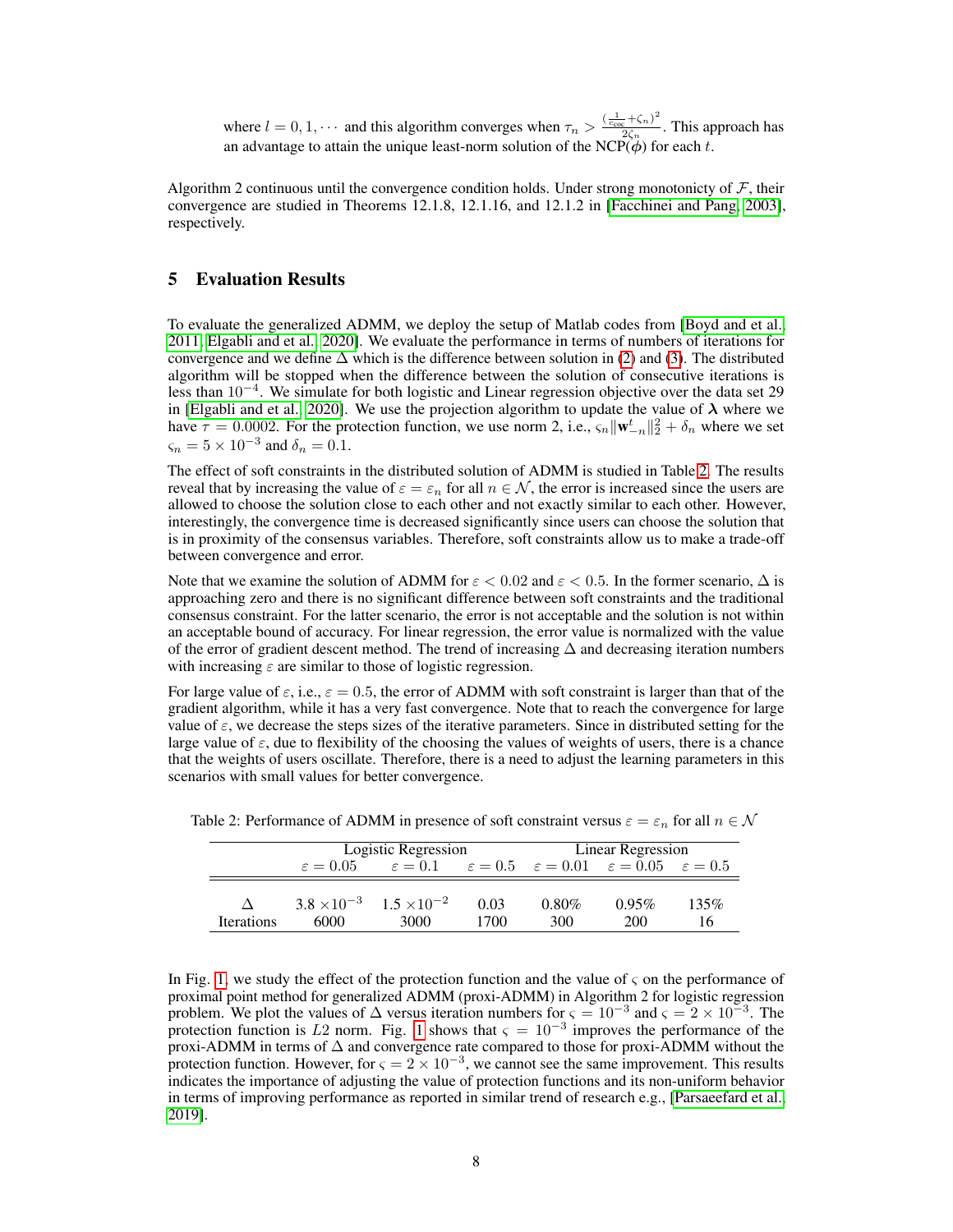where $l = 0, 1, \cdots$ and this algorithm converges when $\tau_n > \frac{(\frac{1}{c_{\text{coc}}} + \zeta_n)^2}{2\zeta_n}$. This approach has an advantage to attain the unique least-norm solution of the NCP($\phi$) for each $t$.

Algorithm 2 continuous until the convergence condition holds. Under strong monotonicty of $\mathcal{F}$, their convergence are studied in Theorems 12.1.8, 12.1.16, and 12.1.2 in [Facchinei and Pang, 2003], respectively.

## 5 Evaluation Results

To evaluate the generalized ADMM, we deploy the setup of Matlab codes from [Boyd and et al., 2011, Elgabli and et al., 2020]. We evaluate the performance in terms of numbers of iterations for convergence and we define $\Delta$ which is the difference between solution in (2) and (3). The distributed algorithm will be stopped when the difference between the solution of consecutive iterations is less than $10^{-4}$. We simulate for both logistic and Linear regression objective over the data set 29 in [Elgabli and et al., 2020]. We use the projection algorithm to update the value of $\boldsymbol{\lambda}$ where we have $\tau = 0.0002$. For the protection function, we use norm 2, i.e., $\varsigma_n \|\mathbf{w}^t_{-n}\|_2^2 + \delta_n$ where we set $\varsigma_n = 5 \times 10^{-3}$ and $\delta_n = 0.1$.

The effect of soft constraints in the distributed solution of ADMM is studied in Table 2. The results reveal that by increasing the value of $\varepsilon = \varepsilon_n$ for all $n \in \mathcal{N}$, the error is increased since the users are allowed to choose the solution close to each other and not exactly similar to each other. However, interestingly, the convergence time is decreased significantly since users can choose the solution that is in proximity of the consensus variables. Therefore, soft constraints allow us to make a trade-off between convergence and error.

Note that we examine the solution of ADMM for $\varepsilon < 0.02$ and $\varepsilon < 0.5$. In the former scenario, $\Delta$ is approaching zero and there is no significant difference between soft constraints and the traditional consensus constraint. For the latter scenario, the error is not acceptable and the solution is not within an acceptable bound of accuracy. For linear regression, the error value is normalized with the value of the error of gradient descent method. The trend of increasing $\Delta$ and decreasing iteration numbers with increasing $\varepsilon$ are similar to those of logistic regression.

For large value of $\varepsilon$, i.e., $\varepsilon = 0.5$, the error of ADMM with soft constraint is larger than that of the gradient algorithm, while it has a very fast convergence. Note that to reach the convergence for large value of $\varepsilon$, we decrease the steps sizes of the iterative parameters. Since in distributed setting for the large value of $\varepsilon$, due to flexibility of the choosing the values of weights of users, there is a chance that the weights of users oscillate. Therefore, there is a need to adjust the learning parameters in this scenarios with small values for better convergence.

Table 2: Performance of ADMM in presence of soft constraint versus $\varepsilon = \varepsilon_n$ for all $n \in \mathcal{N}$

| | Logistic Regression | | | Linear Regression | | |
|---|---|---|---|---|---|---|
| | $\varepsilon = 0.05$ | $\varepsilon = 0.1$ | $\varepsilon = 0.5$ | $\varepsilon = 0.01$ | $\varepsilon = 0.05$ | $\varepsilon = 0.5$ |
| $\Delta$ | $3.8 \times 10^{-3}$ | $1.5 \times 10^{-2}$ | 0.03 | 0.80% | 0.95% | 135% |
| Iterations | 6000 | 3000 | 1700 | 300 | 200 | 16 |

In Fig. 1, we study the effect of the protection function and the value of $\varsigma$ on the performance of proximal point method for generalized ADMM (proxi-ADMM) in Algorithm 2 for logistic regression problem. We plot the values of $\Delta$ versus iteration numbers for $\varsigma = 10^{-3}$ and $\varsigma = 2 \times 10^{-3}$. The protection function is $L2$ norm. Fig. 1 shows that $\varsigma = 10^{-3}$ improves the performance of the proxi-ADMM in terms of $\Delta$ and convergence rate compared to those for proxi-ADMM without the protection function. However, for $\varsigma = 2 \times 10^{-3}$, we cannot see the same improvement. This results indicates the importance of adjusting the value of protection functions and its non-uniform behavior in terms of improving performance as reported in similar trend of research e.g., [Parsaeefard et al., 2019].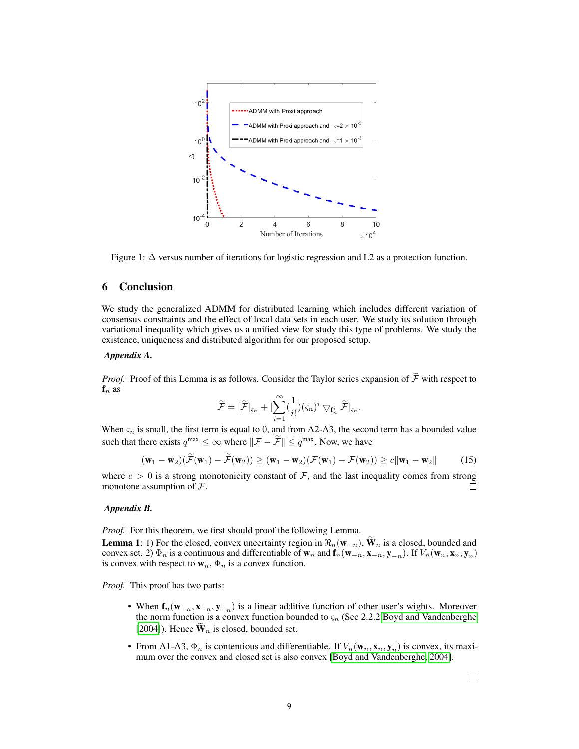Figure 1: $\Delta$ versus number of iterations for logistic regression and L2 as a protection function.

## 6 Conclusion

We study the generalized ADMM for distributed learning which includes different variation of consensus constraints and the effect of local data sets in each user. We study its solution through variational inequality which gives us a unified view for study this type of problems. We study the existence, uniqueness and distributed algorithm for our proposed setup.

***Appendix A.***

*Proof.* Proof of this Lemma is as follows. Consider the Taylor series expansion of $\widetilde{\mathcal{F}}$ with respect to $\mathbf{f}_n$ as

$$\widetilde{\mathcal{F}} = [\widetilde{\mathcal{F}}]_{\varsigma_n} + [\sum_{i=1}^{\infty}(\frac{1}{i!})(\varsigma_n)^i \bigtriangledown_{\mathbf{f}_n^i} \widetilde{\mathcal{F}}]_{\varsigma_n}.$$

When $\varsigma_n$ is small, the first term is equal to 0, and from A2-A3, the second term has a bounded value such that there exists $q^{\max} \leq \infty$ where $\|\mathcal{F} - \widetilde{\mathcal{F}}\| \leq q^{\max}$. Now, we have

$$(\mathbf{w}_1 - \mathbf{w}_2)(\widetilde{\mathcal{F}}(\mathbf{w}_1) - \widetilde{\mathcal{F}}(\mathbf{w}_2)) \geq (\mathbf{w}_1 - \mathbf{w}_2)(\mathcal{F}(\mathbf{w}_1) - \mathcal{F}(\mathbf{w}_2)) \geq c\|\mathbf{w}_1 - \mathbf{w}_2\| \tag{15}$$

where $c > 0$ is a strong monotonicity constant of $\mathcal{F}$, and the last inequality comes from strong monotone assumption of $\mathcal{F}$. □

***Appendix B.***

*Proof.* For this theorem, we first should proof the following Lemma.

**Lemma 1**: 1) For the closed, convex uncertainty region in $\Re_n(\mathbf{w}_{-n})$, $\widetilde{\mathbf{W}}_n$ is a closed, bounded and convex set. 2) $\Phi_n$ is a continuous and differentiable of $\mathbf{w}_n$ and $\mathbf{f}_n(\mathbf{w}_{-n}, \mathbf{x}_{-n}, \mathbf{y}_{-n})$. If $V_n(\mathbf{w}_n, \mathbf{x}_n, \mathbf{y}_n)$ is convex with respect to $\mathbf{w}_n$, $\Phi_n$ is a convex function.

*Proof.* This proof has two parts:

- When $\mathbf{f}_n(\mathbf{w}_{-n}, \mathbf{x}_{-n}, \mathbf{y}_{-n})$ is a linear additive function of other user's wights. Moreover the norm function is a convex function bounded to $\varsigma_n$ (Sec 2.2.2 [Boyd and Vandenberghe 2004]). Hence $\widetilde{\mathbf{W}}_n$ is closed, bounded set.
- From A1-A3, $\Phi_n$ is contentious and differentiable. If $V_n(\mathbf{w}_n, \mathbf{x}_n, \mathbf{y}_n)$ is convex, its maximum over the convex and closed set is also convex [Boyd and Vandenberghe, 2004].

□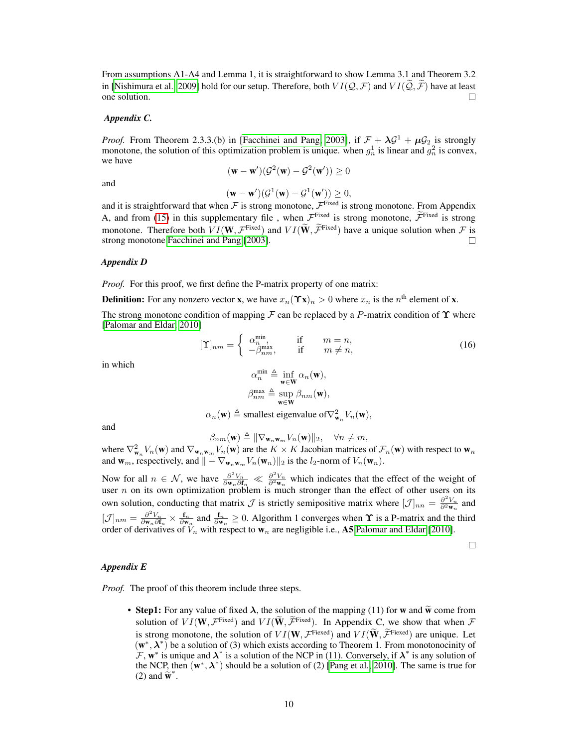From assumptions A1-A4 and Lemma 1, it is straightforward to show Lemma 3.1 and Theorem 3.2 in [Nishimura et al. 2009] hold for our setup. Therefore, both $VI(\mathcal{Q}, \mathcal{F})$ and $VI(\widetilde{\mathcal{Q}}, \widetilde{\mathcal{F}})$ have at least one solution. □

***Appendix C.***

*Proof.* From Theorem 2.3.3.(b) in [Facchinei and Pang, 2003], if $\mathcal{F} + \boldsymbol{\lambda}\mathcal{G}^1 + \boldsymbol{\mu}\mathcal{G}_2$ is strongly monotone, the solution of this optimization problem is unique. when $g_n^1$ is linear and $g_n^2$ is convex, we have

$$(\mathbf{w} - \mathbf{w}')(\mathcal{G}^2(\mathbf{w}) - \mathcal{G}^2(\mathbf{w}')) \geq 0$$

and

$$(\mathbf{w} - \mathbf{w}')(\mathcal{G}^1(\mathbf{w}) - \mathcal{G}^1(\mathbf{w}')) \geq 0,$$

and it is straightforward that when $\mathcal{F}$ is strong monotone, $\mathcal{F}^{\text{Fixed}}$ is strong monotone. From Appendix A, and from (15) in this supplementary file , when $\mathcal{F}^{\text{Fixed}}$ is strong monotone, $\widetilde{\mathcal{F}}^{\text{Fixed}}$ is strong monotone. Therefore both $VI(\mathbf{W}, \mathcal{F}^{\text{Fixed}})$ and $VI(\widetilde{\mathbf{W}}, \widetilde{\mathcal{F}}^{\text{Fixed}})$ have a unique solution when $\mathcal{F}$ is strong monotone Facchinei and Pang [2003]. □

***Appendix D***

*Proof.* For this proof, we first define the P-matrix property of one matrix:

**Definition:** For any nonzero vector $\mathbf{x}$, we have $x_n(\boldsymbol{\Upsilon}\mathbf{x})_n > 0$ where $x_n$ is the $n^{\text{th}}$ element of $\mathbf{x}$.

The strong monotone condition of mapping $\mathcal{F}$ can be replaced by a $P$-matrix condition of $\boldsymbol{\Upsilon}$ where [Palomar and Eldar, 2010]

$$[\Upsilon]_{nm} = \begin{cases} \alpha_n^{\min}, & \text{if} \quad m = n, \\ -\beta_{nm}^{\max}, & \text{if} \quad m \neq n, \end{cases} \tag{16}$$

in which

$$\alpha_n^{\min} \triangleq \inf_{\mathbf{w}\in\mathbf{W}} \alpha_n(\mathbf{w}),$$

$$\beta_{nm}^{\max} \triangleq \sup_{\mathbf{w}\in\mathbf{W}} \beta_{nm}(\mathbf{w}),$$

$$\alpha_n(\mathbf{w}) \triangleq \text{smallest eigenvalue of} \nabla^2_{\mathbf{w}_n} V_n(\mathbf{w}),$$

and

$$\beta_{nm}(\mathbf{w}) \triangleq \|\nabla_{\mathbf{w}_n\mathbf{w}_m} V_n(\mathbf{w})\|_2, \quad \forall n \neq m,$$

where $\nabla^2_{\mathbf{w}_n} V_n(\mathbf{w})$ and $\nabla_{\mathbf{w}_n\mathbf{w}_m} V_n(\mathbf{w})$ are the $K \times K$ Jacobian matrices of $\mathcal{F}_n(\mathbf{w})$ with respect to $\mathbf{w}_n$ and $\mathbf{w}_m$, respectively, and $\| - \nabla_{\mathbf{w}_n\mathbf{w}_m} V_n(\mathbf{w}_n)\|_2$ is the $l_2$-norm of $V_n(\mathbf{w}_n)$.

Now for all $n \in \mathcal{N}$, we have $\frac{\partial^2 V_n}{\partial \mathbf{w}_n \partial \mathbf{f}_n} \ll \frac{\partial^2 V_n}{\partial^2 \mathbf{w}_n}$ which indicates that the effect of the weight of user $n$ on its own optimization problem is much stronger than the effect of other users on its own solution, conducting that matrix $\mathcal{J}$ is strictly semipositive matrix where $[\mathcal{J}]_{nn} = \frac{\partial^2 V_n}{\partial^2 \mathbf{w}_n}$ and $[\mathcal{J}]_{nm} = \frac{\partial^2 V_n}{\partial \mathbf{w}_n \partial \mathbf{f}_n} \times \frac{\mathbf{f}_n}{\partial \mathbf{w}_n}$ and $\frac{\mathbf{f}_n}{\partial \mathbf{w}_n} \geq 0$. Algorithm 1 converges when $\boldsymbol{\Upsilon}$ is a P-matrix and the third order of derivatives of $V_n$ with respect to $\mathbf{w}_n$ are negligible i.e., **A5** Palomar and Eldar [2010]. □

***Appendix E***

*Proof.* The proof of this theorem include three steps.

- **Step1:** For any value of fixed $\boldsymbol{\lambda}$, the solution of the mapping (11) for $\mathbf{w}$ and $\widetilde{\mathbf{w}}$ come from solution of $VI(\mathbf{W}, \mathcal{F}^{\text{Fixed}})$ and $VI(\widetilde{\mathbf{W}}, \widetilde{\mathcal{F}}^{\text{Fixed}})$. In Appendix C, we show that when $\mathcal{F}$ is strong monotone, the solution of $VI(\mathbf{W}, \mathcal{F}^{\text{Fiexed}})$ and $VI(\widetilde{\mathbf{W}}, \widetilde{\mathcal{F}}^{\text{Fiexed}})$ are unique. Let $(\mathbf{w}^*, \boldsymbol{\lambda}^*)$ be a solution of (3) which exists according to Theorem 1. From monotonocinity of $\mathcal{F}$, $\mathbf{w}^*$ is unique and $\boldsymbol{\lambda}^*$ is a solution of the NCP in (11). Conversely, if $\boldsymbol{\lambda}^*$ is any solution of the NCP, then $(\mathbf{w}^*, \boldsymbol{\lambda}^*)$ should be a solution of (2) [Pang et al., 2010]. The same is true for (2) and $\widetilde{\mathbf{w}}^*$.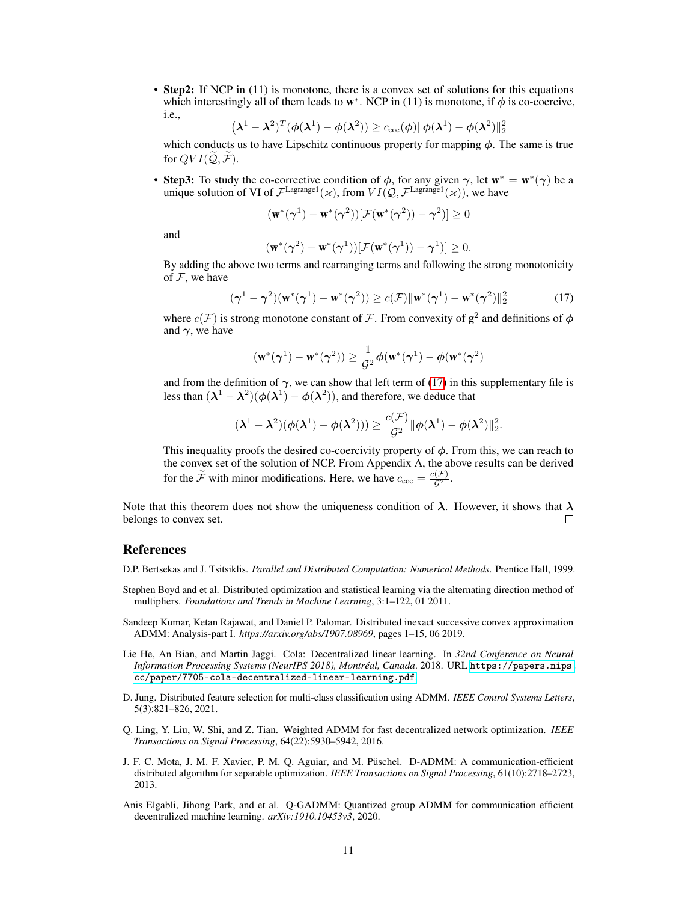- **Step2:** If NCP in (11) is monotone, there is a convex set of solutions for this equations which interestingly all of them leads to $\mathbf{w}^*$. NCP in (11) is monotone, if $\phi$ is co-coercive, i.e.,

  $$(\boldsymbol{\lambda}^1 - \boldsymbol{\lambda}^2)^T(\phi(\boldsymbol{\lambda}^1) - \phi(\boldsymbol{\lambda}^2)) \geq c_{\text{coc}}(\phi)\|\phi(\boldsymbol{\lambda}^1) - \phi(\boldsymbol{\lambda}^2)\|_2^2$$

  which conducts us to have Lipschitz continuous property for mapping $\phi$. The same is true for $QVI(\widetilde{\mathcal{Q}}, \widetilde{\mathcal{F}})$.

- **Step3:** To study the co-corrective condition of $\phi$, for any given $\boldsymbol{\gamma}$, let $\mathbf{w}^* = \mathbf{w}^*(\boldsymbol{\gamma})$ be a unique solution of VI of $\mathcal{F}^{\text{Lagrange1}}(\varkappa)$, from $VI(\mathcal{Q}, \mathcal{F}^{\text{Lagrange1}}(\varkappa))$, we have

  $$(\mathbf{w}^*(\boldsymbol{\gamma}^1) - \mathbf{w}^*(\boldsymbol{\gamma}^2))[\mathcal{F}(\mathbf{w}^*(\boldsymbol{\gamma}^2)) - \boldsymbol{\gamma}^2)] \geq 0$$

  and

  $$(\mathbf{w}^*(\boldsymbol{\gamma}^2) - \mathbf{w}^*(\boldsymbol{\gamma}^1))[\mathcal{F}(\mathbf{w}^*(\boldsymbol{\gamma}^1)) - \boldsymbol{\gamma}^1)] \geq 0.$$

  By adding the above two terms and rearranging terms and following the strong monotonicity of $\mathcal{F}$, we have

  $$(\boldsymbol{\gamma}^1 - \boldsymbol{\gamma}^2)(\mathbf{w}^*(\boldsymbol{\gamma}^1) - \mathbf{w}^*(\boldsymbol{\gamma}^2)) \geq c(\mathcal{F})\|\mathbf{w}^*(\boldsymbol{\gamma}^1) - \mathbf{w}^*(\boldsymbol{\gamma}^2)\|_2^2 \tag{17}$$

  where $c(\mathcal{F})$ is strong monotone constant of $\mathcal{F}$. From convexity of $\mathbf{g}^2$ and definitions of $\phi$ and $\boldsymbol{\gamma}$, we have

  $$(\mathbf{w}^*(\boldsymbol{\gamma}^1) - \mathbf{w}^*(\boldsymbol{\gamma}^2)) \geq \frac{1}{\mathcal{G}^2}\phi(\mathbf{w}^*(\boldsymbol{\gamma}^1) - \phi(\mathbf{w}^*(\boldsymbol{\gamma}^2)$$

  and from the definition of $\boldsymbol{\gamma}$, we can show that left term of (17) in this supplementary file is less than $(\boldsymbol{\lambda}^1 - \boldsymbol{\lambda}^2)(\phi(\boldsymbol{\lambda}^1) - \phi(\boldsymbol{\lambda}^2))$, and therefore, we deduce that

  $$(\boldsymbol{\lambda}^1 - \boldsymbol{\lambda}^2)(\phi(\boldsymbol{\lambda}^1) - \phi(\boldsymbol{\lambda}^2))) \geq \frac{c(\mathcal{F})}{\mathcal{G}^2}\|\phi(\boldsymbol{\lambda}^1) - \phi(\boldsymbol{\lambda}^2)\|_2^2.$$

  This inequality proofs the desired co-coercivity property of $\phi$. From this, we can reach to the convex set of the solution of NCP. From Appendix A, the above results can be derived for the $\widetilde{\mathcal{F}}$ with minor modifications. Here, we have $c_{\text{coc}} = \frac{c(\mathcal{F})}{\mathcal{G}^2}$.

Note that this theorem does not show the uniqueness condition of $\boldsymbol{\lambda}$. However, it shows that $\boldsymbol{\lambda}$ belongs to convex set. □

## References

D.P. Bertsekas and J. Tsitsiklis. *Parallel and Distributed Computation: Numerical Methods*. Prentice Hall, 1999.

Stephen Boyd and et al. Distributed optimization and statistical learning via the alternating direction method of multipliers. *Foundations and Trends in Machine Learning*, 3:1–122, 01 2011.

Sandeep Kumar, Ketan Rajawat, and Daniel P. Palomar. Distributed inexact successive convex approximation ADMM: Analysis-part I. *https://arxiv.org/abs/1907.08969*, pages 1–15, 06 2019.

Lie He, An Bian, and Martin Jaggi. Cola: Decentralized linear learning. In *32nd Conference on Neural Information Processing Systems (NeurIPS 2018), Montréal, Canada*. 2018. URL https://papers.nips.cc/paper/7705-cola-decentralized-linear-learning.pdf.

D. Jung. Distributed feature selection for multi-class classification using ADMM. *IEEE Control Systems Letters*, 5(3):821–826, 2021.

Q. Ling, Y. Liu, W. Shi, and Z. Tian. Weighted ADMM for fast decentralized network optimization. *IEEE Transactions on Signal Processing*, 64(22):5930–5942, 2016.

J. F. C. Mota, J. M. F. Xavier, P. M. Q. Aguiar, and M. Püschel. D-ADMM: A communication-efficient distributed algorithm for separable optimization. *IEEE Transactions on Signal Processing*, 61(10):2718–2723, 2013.

Anis Elgabli, Jihong Park, and et al. Q-GADMM: Quantized group ADMM for communication efficient decentralized machine learning. *arXiv:1910.10453v3*, 2020.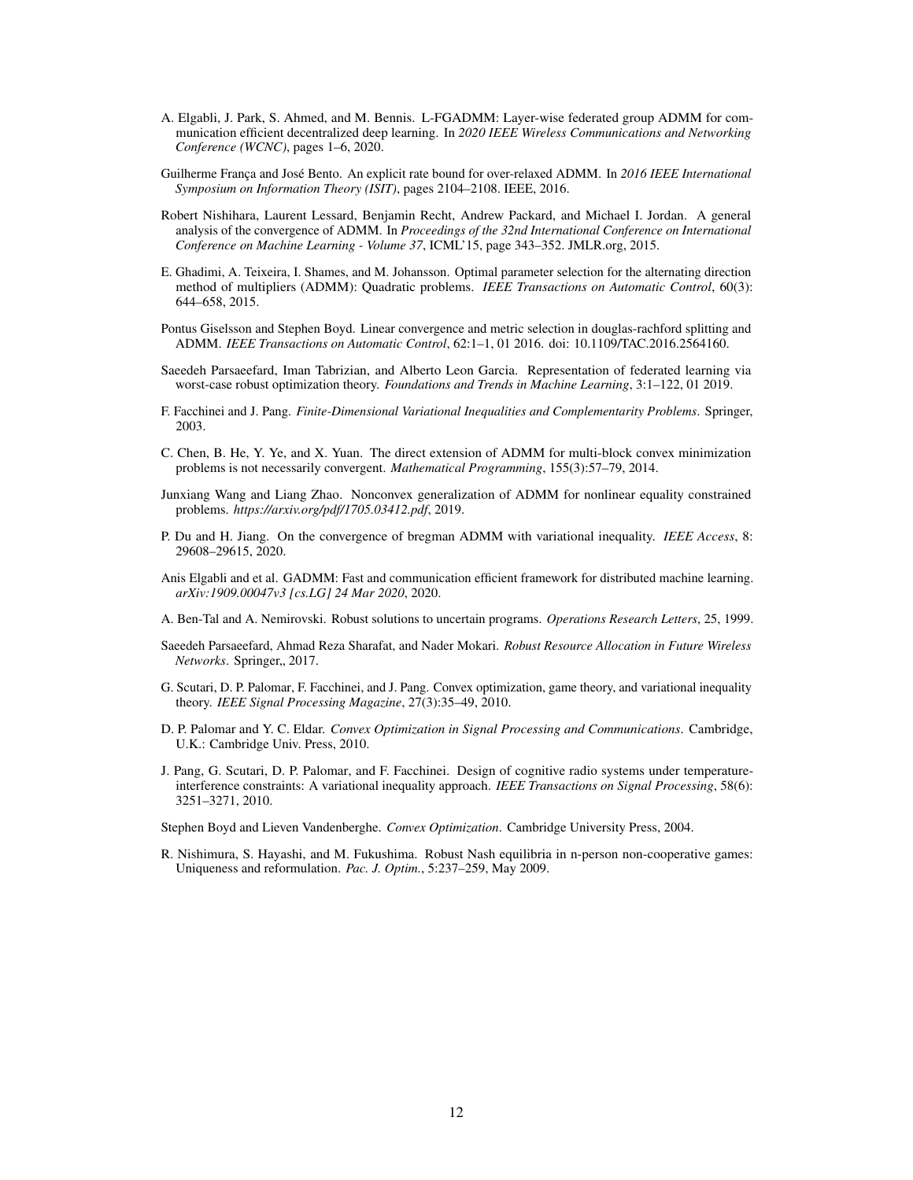A. Elgabli, J. Park, S. Ahmed, and M. Bennis. L-FGADMM: Layer-wise federated group ADMM for communication efficient decentralized deep learning. In *2020 IEEE Wireless Communications and Networking Conference (WCNC)*, pages 1–6, 2020.

Guilherme França and José Bento. An explicit rate bound for over-relaxed ADMM. In *2016 IEEE International Symposium on Information Theory (ISIT)*, pages 2104–2108. IEEE, 2016.

Robert Nishihara, Laurent Lessard, Benjamin Recht, Andrew Packard, and Michael I. Jordan. A general analysis of the convergence of ADMM. In *Proceedings of the 32nd International Conference on International Conference on Machine Learning - Volume 37*, ICML'15, page 343–352. JMLR.org, 2015.

E. Ghadimi, A. Teixeira, I. Shames, and M. Johansson. Optimal parameter selection for the alternating direction method of multipliers (ADMM): Quadratic problems. *IEEE Transactions on Automatic Control*, 60(3): 644–658, 2015.

Pontus Giselsson and Stephen Boyd. Linear convergence and metric selection in douglas-rachford splitting and ADMM. *IEEE Transactions on Automatic Control*, 62:1–1, 01 2016. doi: 10.1109/TAC.2016.2564160.

Saeedeh Parsaeefard, Iman Tabrizian, and Alberto Leon Garcia. Representation of federated learning via worst-case robust optimization theory. *Foundations and Trends in Machine Learning*, 3:1–122, 01 2019.

F. Facchinei and J. Pang. *Finite-Dimensional Variational Inequalities and Complementarity Problems*. Springer, 2003.

C. Chen, B. He, Y. Ye, and X. Yuan. The direct extension of ADMM for multi-block convex minimization problems is not necessarily convergent. *Mathematical Programming*, 155(3):57–79, 2014.

Junxiang Wang and Liang Zhao. Nonconvex generalization of ADMM for nonlinear equality constrained problems. *https://arxiv.org/pdf/1705.03412.pdf*, 2019.

P. Du and H. Jiang. On the convergence of bregman ADMM with variational inequality. *IEEE Access*, 8: 29608–29615, 2020.

Anis Elgabli and et al. GADMM: Fast and communication efficient framework for distributed machine learning. *arXiv:1909.00047v3 [cs.LG] 24 Mar 2020*, 2020.

A. Ben-Tal and A. Nemirovski. Robust solutions to uncertain programs. *Operations Research Letters*, 25, 1999.

Saeedeh Parsaeefard, Ahmad Reza Sharafat, and Nader Mokari. *Robust Resource Allocation in Future Wireless Networks*. Springer,, 2017.

G. Scutari, D. P. Palomar, F. Facchinei, and J. Pang. Convex optimization, game theory, and variational inequality theory. *IEEE Signal Processing Magazine*, 27(3):35–49, 2010.

D. P. Palomar and Y. C. Eldar. *Convex Optimization in Signal Processing and Communications*. Cambridge, U.K.: Cambridge Univ. Press, 2010.

J. Pang, G. Scutari, D. P. Palomar, and F. Facchinei. Design of cognitive radio systems under temperature-interference constraints: A variational inequality approach. *IEEE Transactions on Signal Processing*, 58(6): 3251–3271, 2010.

Stephen Boyd and Lieven Vandenberghe. *Convex Optimization*. Cambridge University Press, 2004.

R. Nishimura, S. Hayashi, and M. Fukushima. Robust Nash equilibria in n-person non-cooperative games: Uniqueness and reformulation. *Pac. J. Optim.*, 5:237–259, May 2009.